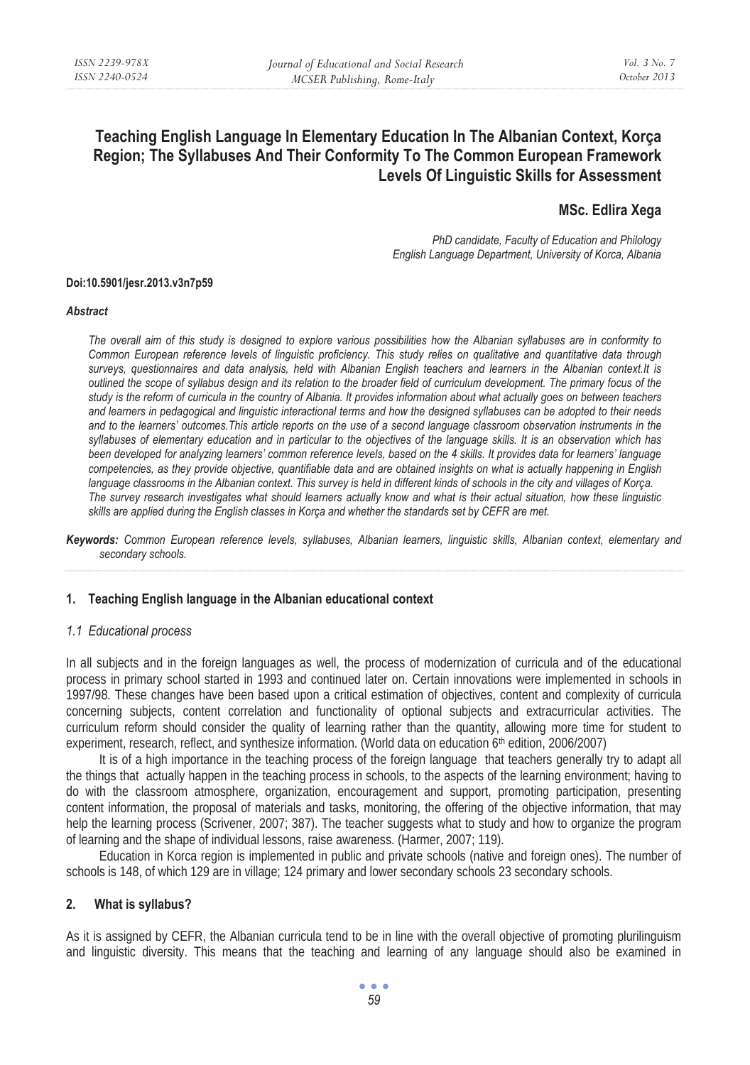# Teaching English Language In Elementary Education In The Albanian Context, Korça Region; The Syllabuses And Their Conformity To The Common European Framework Levels Of Linguistic Skills for Assessment

**MSc. Edlira Xega**

*PhD candidate, Faculty of Education and Philology*
*English Language Department, University of Korca, Albania*

**Doi:10.5901/jesr.2013.v3n7p59**

***Abstract***

*The overall aim of this study is designed to explore various possibilities how the Albanian syllabuses are in conformity to Common European reference levels of linguistic proficiency. This study relies on qualitative and quantitative data through surveys, questionnaires and data analysis, held with Albanian English teachers and learners in the Albanian context.It is outlined the scope of syllabus design and its relation to the broader field of curriculum development. The primary focus of the study is the reform of curricula in the country of Albania. It provides information about what actually goes on between teachers and learners in pedagogical and linguistic interactional terms and how the designed syllabuses can be adopted to their needs and to the learners' outcomes.This article reports on the use of a second language classroom observation instruments in the syllabuses of elementary education and in particular to the objectives of the language skills. It is an observation which has been developed for analyzing learners' common reference levels, based on the 4 skills. It provides data for learners' language competencies, as they provide objective, quantifiable data and are obtained insights on what is actually happening in English language classrooms in the Albanian context. This survey is held in different kinds of schools in the city and villages of Korça. The survey research investigates what should learners actually know and what is their actual situation, how these linguistic skills are applied during the English classes in Korça and whether the standards set by CEFR are met.*

***Keywords:*** *Common European reference levels, syllabuses, Albanian learners, linguistic skills, Albanian context, elementary and secondary schools.*

## 1. Teaching English language in the Albanian educational context

### *1.1 Educational process*

In all subjects and in the foreign languages as well, the process of modernization of curricula and of the educational process in primary school started in 1993 and continued later on. Certain innovations were implemented in schools in 1997/98. These changes have been based upon a critical estimation of objectives, content and complexity of curricula concerning subjects, content correlation and functionality of optional subjects and extracurricular activities. The curriculum reform should consider the quality of learning rather than the quantity, allowing more time for student to experiment, research, reflect, and synthesize information. (World data on education 6th edition, 2006/2007)

It is of a high importance in the teaching process of the foreign language that teachers generally try to adapt all the things that actually happen in the teaching process in schools, to the aspects of the learning environment; having to do with the classroom atmosphere, organization, encouragement and support, promoting participation, presenting content information, the proposal of materials and tasks, monitoring, the offering of the objective information, that may help the learning process (Scrivener, 2007; 387). The teacher suggests what to study and how to organize the program of learning and the shape of individual lessons, raise awareness. (Harmer, 2007; 119).

Education in Korca region is implemented in public and private schools (native and foreign ones). The number of schools is 148, of which 129 are in village; 124 primary and lower secondary schools 23 secondary schools.

## 2. What is syllabus?

As it is assigned by CEFR, the Albanian curricula tend to be in line with the overall objective of promoting plurilinguism and linguistic diversity. This means that the teaching and learning of any language should also be examined in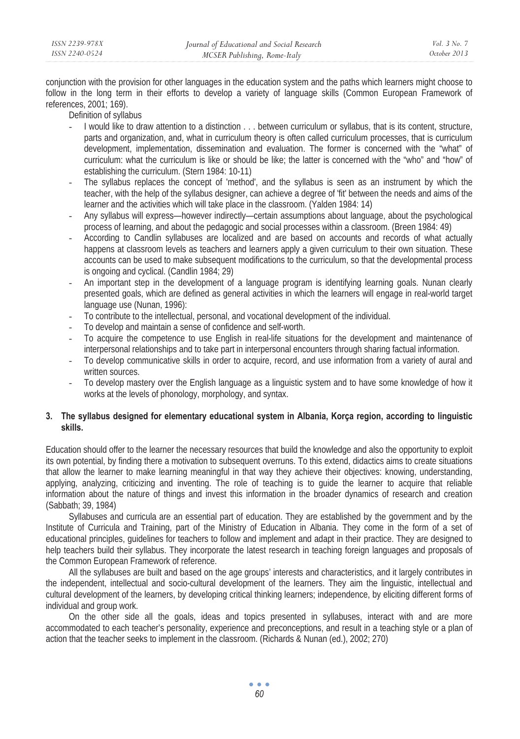conjunction with the provision for other languages in the education system and the paths which learners might choose to follow in the long term in their efforts to develop a variety of language skills (Common European Framework of references, 2001; 169).

Definition of syllabus

- I would like to draw attention to a distinction . . . between curriculum or syllabus, that is its content, structure, parts and organization, and, what in curriculum theory is often called curriculum processes, that is curriculum development, implementation, dissemination and evaluation. The former is concerned with the "what" of curriculum: what the curriculum is like or should be like; the latter is concerned with the "who" and "how" of establishing the curriculum. (Stern 1984: 10-11)
- The syllabus replaces the concept of 'method', and the syllabus is seen as an instrument by which the teacher, with the help of the syllabus designer, can achieve a degree of 'fit' between the needs and aims of the learner and the activities which will take place in the classroom. (Yalden 1984: 14)
- Any syllabus will express—however indirectly—certain assumptions about language, about the psychological process of learning, and about the pedagogic and social processes within a classroom. (Breen 1984: 49)
- According to Candlin syllabuses are localized and are based on accounts and records of what actually happens at classroom levels as teachers and learners apply a given curriculum to their own situation. These accounts can be used to make subsequent modifications to the curriculum, so that the developmental process is ongoing and cyclical. (Candlin 1984; 29)
- An important step in the development of a language program is identifying learning goals. Nunan clearly presented goals, which are defined as general activities in which the learners will engage in real-world target language use (Nunan, 1996):
- To contribute to the intellectual, personal, and vocational development of the individual.
- To develop and maintain a sense of confidence and self-worth.
- To acquire the competence to use English in real-life situations for the development and maintenance of interpersonal relationships and to take part in interpersonal encounters through sharing factual information.
- To develop communicative skills in order to acquire, record, and use information from a variety of aural and written sources.
- To develop mastery over the English language as a linguistic system and to have some knowledge of how it works at the levels of phonology, morphology, and syntax.

## 3. The syllabus designed for elementary educational system in Albania, Korça region, according to linguistic skills.

Education should offer to the learner the necessary resources that build the knowledge and also the opportunity to exploit its own potential, by finding there a motivation to subsequent overruns. To this extend, didactics aims to create situations that allow the learner to make learning meaningful in that way they achieve their objectives: knowing, understanding, applying, analyzing, criticizing and inventing. The role of teaching is to guide the learner to acquire that reliable information about the nature of things and invest this information in the broader dynamics of research and creation (Sabbath; 39, 1984)

Syllabuses and curricula are an essential part of education. They are established by the government and by the Institute of Curricula and Training, part of the Ministry of Education in Albania. They come in the form of a set of educational principles, guidelines for teachers to follow and implement and adapt in their practice. They are designed to help teachers build their syllabus. They incorporate the latest research in teaching foreign languages and proposals of the Common European Framework of reference.

All the syllabuses are built and based on the age groups' interests and characteristics, and it largely contributes in the independent, intellectual and socio-cultural development of the learners. They aim the linguistic, intellectual and cultural development of the learners, by developing critical thinking learners; independence, by eliciting different forms of individual and group work.

On the other side all the goals, ideas and topics presented in syllabuses, interact with and are more accommodated to each teacher's personality, experience and preconceptions, and result in a teaching style or a plan of action that the teacher seeks to implement in the classroom. (Richards & Nunan (ed.), 2002; 270)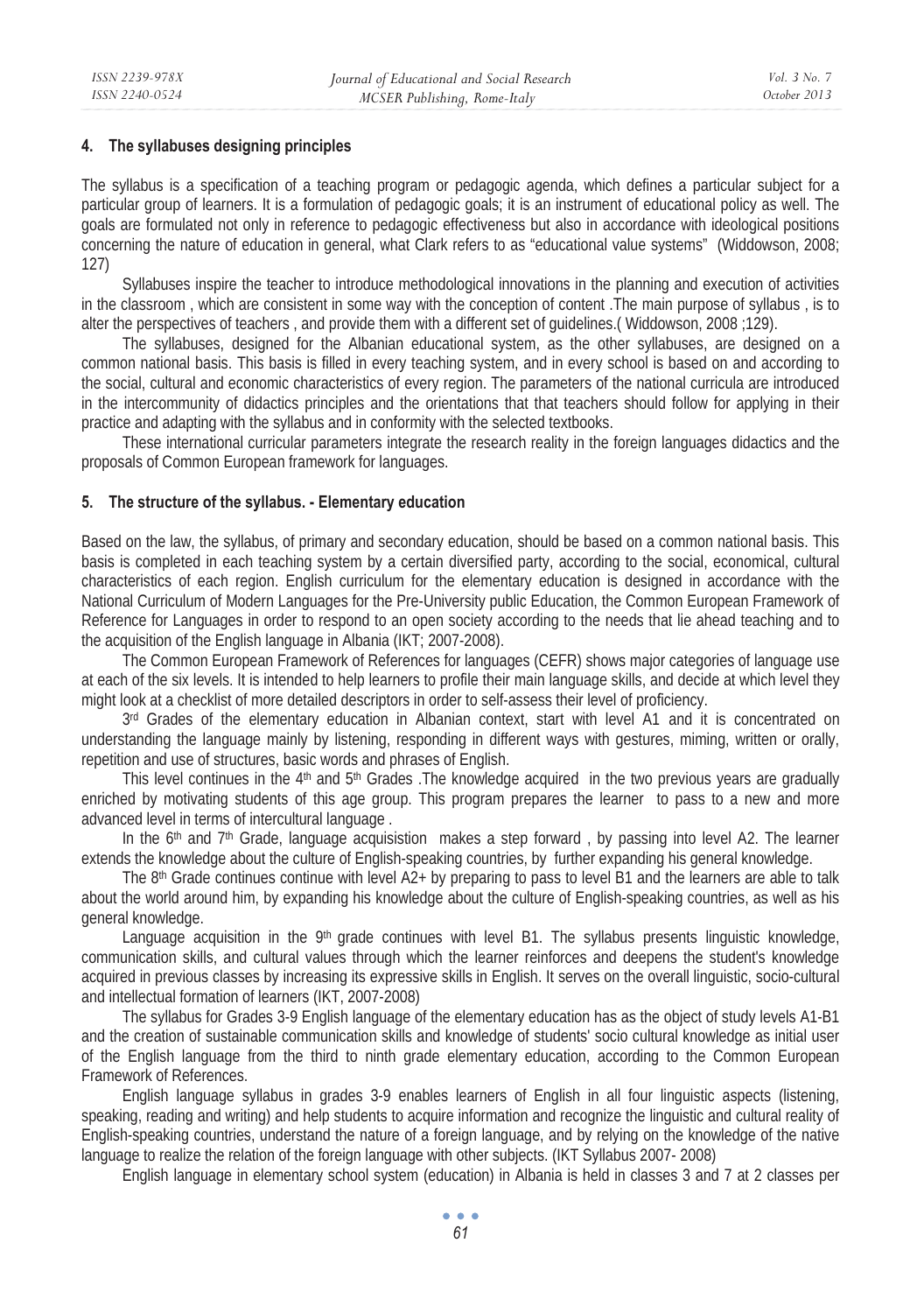## 4. The syllabuses designing principles

The syllabus is a specification of a teaching program or pedagogic agenda, which defines a particular subject for a particular group of learners. It is a formulation of pedagogic goals; it is an instrument of educational policy as well. The goals are formulated not only in reference to pedagogic effectiveness but also in accordance with ideological positions concerning the nature of education in general, what Clark refers to as "educational value systems" (Widdowson, 2008; 127)

Syllabuses inspire the teacher to introduce methodological innovations in the planning and execution of activities in the classroom , which are consistent in some way with the conception of content .The main purpose of syllabus , is to alter the perspectives of teachers , and provide them with a different set of guidelines.( Widdowson, 2008 ;129).

The syllabuses, designed for the Albanian educational system, as the other syllabuses, are designed on a common national basis. This basis is filled in every teaching system, and in every school is based on and according to the social, cultural and economic characteristics of every region. The parameters of the national curricula are introduced in the intercommunity of didactics principles and the orientations that that teachers should follow for applying in their practice and adapting with the syllabus and in conformity with the selected textbooks.

These international curricular parameters integrate the research reality in the foreign languages didactics and the proposals of Common European framework for languages.

## 5. The structure of the syllabus. - Elementary education

Based on the law, the syllabus, of primary and secondary education, should be based on a common national basis. This basis is completed in each teaching system by a certain diversified party, according to the social, economical, cultural characteristics of each region. English curriculum for the elementary education is designed in accordance with the National Curriculum of Modern Languages for the Pre-University public Education, the Common European Framework of Reference for Languages in order to respond to an open society according to the needs that lie ahead teaching and to the acquisition of the English language in Albania (IKT; 2007-2008).

The Common European Framework of References for languages (CEFR) shows major categories of language use at each of the six levels. It is intended to help learners to profile their main language skills, and decide at which level they might look at a checklist of more detailed descriptors in order to self-assess their level of proficiency.

3rd Grades of the elementary education in Albanian context, start with level A1 and it is concentrated on understanding the language mainly by listening, responding in different ways with gestures, miming, written or orally, repetition and use of structures, basic words and phrases of English.

This level continues in the 4th and 5th Grades .The knowledge acquired in the two previous years are gradually enriched by motivating students of this age group. This program prepares the learner to pass to a new and more advanced level in terms of intercultural language .

In the 6th and 7th Grade, language acquisistion makes a step forward , by passing into level A2. The learner extends the knowledge about the culture of English-speaking countries, by further expanding his general knowledge.

The 8th Grade continues continue with level A2+ by preparing to pass to level B1 and the learners are able to talk about the world around him, by expanding his knowledge about the culture of English-speaking countries, as well as his general knowledge.

Language acquisition in the 9th grade continues with level B1. The syllabus presents linguistic knowledge, communication skills, and cultural values through which the learner reinforces and deepens the student's knowledge acquired in previous classes by increasing its expressive skills in English. It serves on the overall linguistic, socio-cultural and intellectual formation of learners (IKT, 2007-2008)

The syllabus for Grades 3-9 English language of the elementary education has as the object of study levels A1-B1 and the creation of sustainable communication skills and knowledge of students' socio cultural knowledge as initial user of the English language from the third to ninth grade elementary education, according to the Common European Framework of References.

English language syllabus in grades 3-9 enables learners of English in all four linguistic aspects (listening, speaking, reading and writing) and help students to acquire information and recognize the linguistic and cultural reality of English-speaking countries, understand the nature of a foreign language, and by relying on the knowledge of the native language to realize the relation of the foreign language with other subjects. (IKT Syllabus 2007- 2008)

English language in elementary school system (education) in Albania is held in classes 3 and 7 at 2 classes per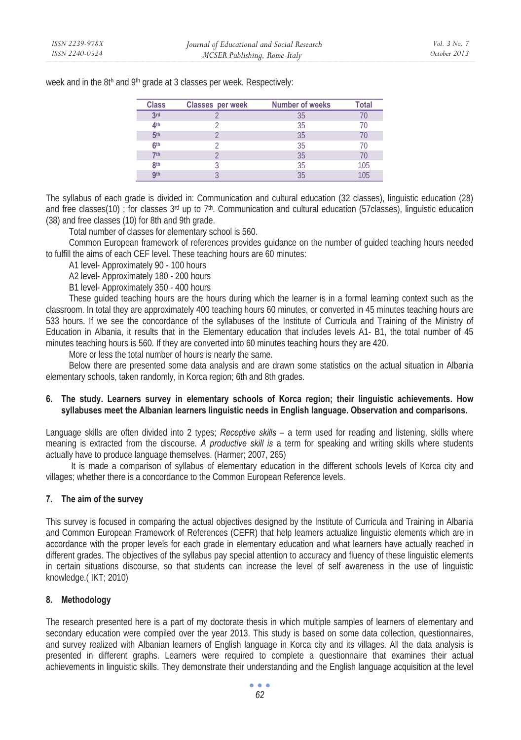week and in the 8t[h] and 9[th] grade at 3 classes per week. Respectively:

| Class | Classes per week | Number of weeks | Total |
|---|---|---|---|
| 3rd | 2 | 35 | 70 |
| 4th | 2 | 35 | 70 |
| 5th | 2 | 35 | 70 |
| 6th | 2 | 35 | 70 |
| 7th | 2 | 35 | 70 |
| 8th | 3 | 35 | 105 |
| 9th | 3 | 35 | 105 |

The syllabus of each grade is divided in: Communication and cultural education (32 classes), linguistic education (28) and free classes(10) ; for classes 3rd up to 7th. Communication and cultural education (57classes), linguistic education (38) and free classes (10) for 8th and 9th grade.

Total number of classes for elementary school is 560.

Common European framework of references provides guidance on the number of guided teaching hours needed to fulfill the aims of each CEF level. These teaching hours are 60 minutes:

A1 level- Approximately 90 - 100 hours

A2 level- Approximately 180 - 200 hours

B1 level- Approximately 350 - 400 hours

These guided teaching hours are the hours during which the learner is in a formal learning context such as the classroom. In total they are approximately 400 teaching hours 60 minutes, or converted in 45 minutes teaching hours are 533 hours. If we see the concordance of the syllabuses of the Institute of Curricula and Training of the Ministry of Education in Albania, it results that in the Elementary education that includes levels A1- B1, the total number of 45 minutes teaching hours is 560. If they are converted into 60 minutes teaching hours they are 420.

More or less the total number of hours is nearly the same.

Below there are presented some data analysis and are drawn some statistics on the actual situation in Albania elementary schools, taken randomly, in Korca region; 6th and 8th grades.

## 6. The study. Learners survey in elementary schools of Korca region; their linguistic achievements. How syllabuses meet the Albanian learners linguistic needs in English language. Observation and comparisons.

Language skills are often divided into 2 types; *Receptive skills* – a term used for reading and listening, skills where meaning is extracted from the discourse. *A productive skill is* a term for speaking and writing skills where students actually have to produce language themselves. (Harmer; 2007, 265)

It is made a comparison of syllabus of elementary education in the different schools levels of Korca city and villages; whether there is a concordance to the Common European Reference levels.

## 7. The aim of the survey

This survey is focused in comparing the actual objectives designed by the Institute of Curricula and Training in Albania and Common European Framework of References (CEFR) that help learners actualize linguistic elements which are in accordance with the proper levels for each grade in elementary education and what learners have actually reached in different grades. The objectives of the syllabus pay special attention to accuracy and fluency of these linguistic elements in certain situations discourse, so that students can increase the level of self awareness in the use of linguistic knowledge.( IKT; 2010)

## 8. Methodology

The research presented here is a part of my doctorate thesis in which multiple samples of learners of elementary and secondary education were compiled over the year 2013. This study is based on some data collection, questionnaires, and survey realized with Albanian learners of English language in Korca city and its villages. All the data analysis is presented in different graphs. Learners were required to complete a questionnaire that examines their actual achievements in linguistic skills. They demonstrate their understanding and the English language acquisition at the level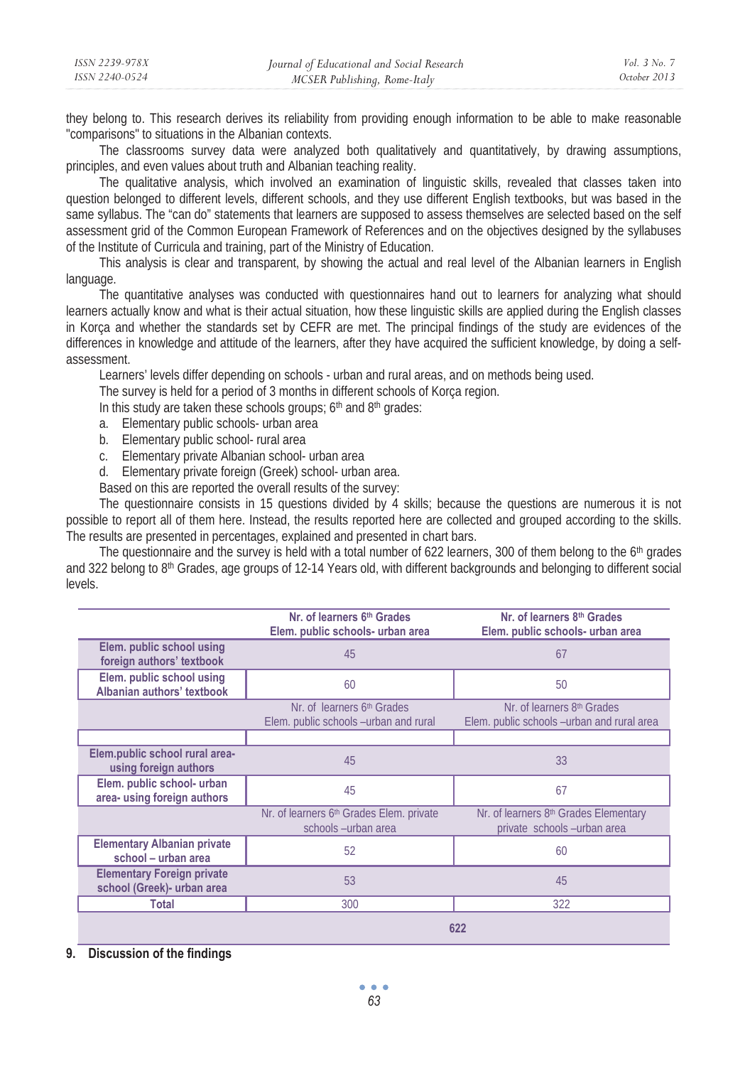they belong to. This research derives its reliability from providing enough information to be able to make reasonable "comparisons" to situations in the Albanian contexts.

The classrooms survey data were analyzed both qualitatively and quantitatively, by drawing assumptions, principles, and even values about truth and Albanian teaching reality.

The qualitative analysis, which involved an examination of linguistic skills, revealed that classes taken into question belonged to different levels, different schools, and they use different English textbooks, but was based in the same syllabus. The "can do" statements that learners are supposed to assess themselves are selected based on the self assessment grid of the Common European Framework of References and on the objectives designed by the syllabuses of the Institute of Curricula and training, part of the Ministry of Education.

This analysis is clear and transparent, by showing the actual and real level of the Albanian learners in English language.

The quantitative analyses was conducted with questionnaires hand out to learners for analyzing what should learners actually know and what is their actual situation, how these linguistic skills are applied during the English classes in Korça and whether the standards set by CEFR are met. The principal findings of the study are evidences of the differences in knowledge and attitude of the learners, after they have acquired the sufficient knowledge, by doing a self-assessment.

Learners' levels differ depending on schools - urban and rural areas, and on methods being used.

The survey is held for a period of 3 months in different schools of Korça region.

In this study are taken these schools groups; 6th and 8th grades:

a. Elementary public schools- urban area
b. Elementary public school- rural area
c. Elementary private Albanian school- urban area
d. Elementary private foreign (Greek) school- urban area.

Based on this are reported the overall results of the survey:

The questionnaire consists in 15 questions divided by 4 skills; because the questions are numerous it is not possible to report all of them here. Instead, the results reported here are collected and grouped according to the skills. The results are presented in percentages, explained and presented in chart bars.

The questionnaire and the survey is held with a total number of 622 learners, 300 of them belong to the 6th grades and 322 belong to 8th Grades, age groups of 12-14 Years old, with different backgrounds and belonging to different social levels.

| | **Nr. of learners 6th Grades Elem. public schools- urban area** | **Nr. of learners 8th Grades Elem. public schools- urban area** |
|---|---|---|
| **Elem. public school using foreign authors' textbook** | 45 | 67 |
| **Elem. public school using Albanian authors' textbook** | 60 | 50 |
| | Nr. of learners 6th Grades Elem. public schools –urban and rural | Nr. of learners 8th Grades Elem. public schools –urban and rural area |
| | | |
| **Elem.public school rural area- using foreign authors** | 45 | 33 |
| **Elem. public school- urban area- using foreign authors** | 45 | 67 |
| | Nr. of learners 6th Grades Elem. private schools –urban area | Nr. of learners 8th Grades Elementary private schools –urban area |
| **Elementary Albanian private school – urban area** | 52 | 60 |
| **Elementary Foreign private school (Greek)- urban area** | 53 | 45 |
| **Total** | 300 | 322 |
| | 622 | |

## 9. Discussion of the findings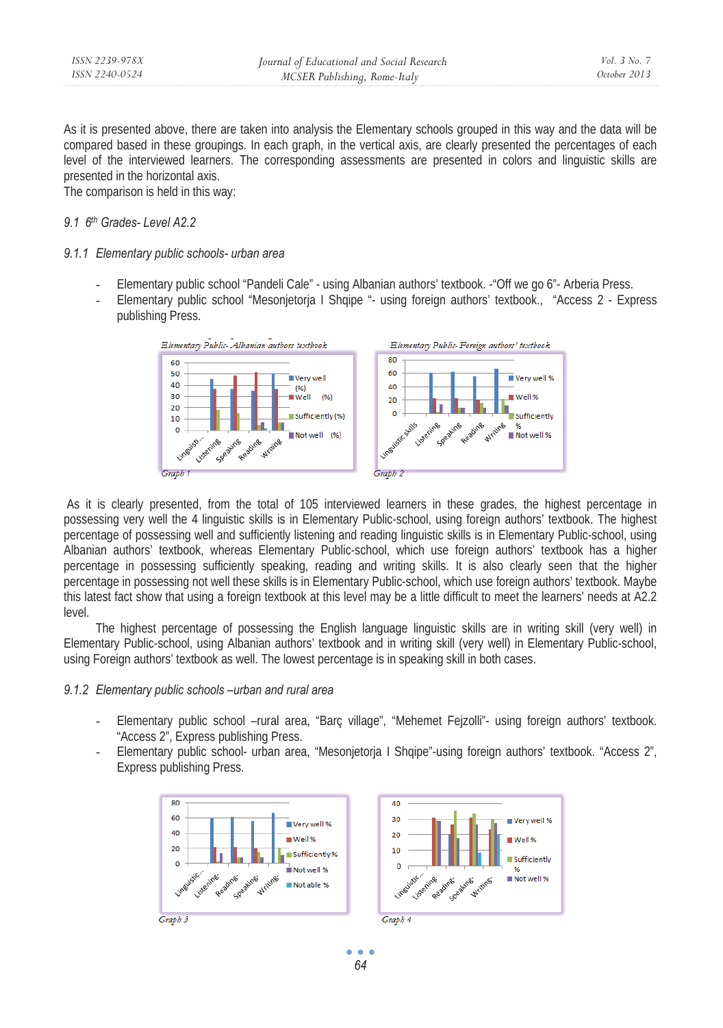As it is presented above, there are taken into analysis the Elementary schools grouped in this way and the data will be compared based in these groupings. In each graph, in the vertical axis, are clearly presented the percentages of each level of the interviewed learners. The corresponding assessments are presented in colors and linguistic skills are presented in the horizontal axis.

The comparison is held in this way:

*9.1 6th Grades- Level A2.2*

*9.1.1 Elementary public schools- urban area*

- Elementary public school "Pandeli Cale" - using Albanian authors' textbook. -"Off we go 6"- Arberia Press.
- Elementary public school "Mesonjetorja I Shqipe "- using foreign authors' textbook., "Access 2 - Express publishing Press.

*Elementary Public- Albanian authors textbook*

*Graph 1*

*Elementary Public- Foreign authors' textbook*

*Graph 2*

As it is clearly presented, from the total of 105 interviewed learners in these grades, the highest percentage in possessing very well the 4 linguistic skills is in Elementary Public-school, using foreign authors' textbook. The highest percentage of possessing well and sufficiently listening and reading linguistic skills is in Elementary Public-school, using Albanian authors' textbook, whereas Elementary Public-school, which use foreign authors' textbook has a higher percentage in possessing sufficiently speaking, reading and writing skills. It is also clearly seen that the higher percentage in possessing not well these skills is in Elementary Public-school, which use foreign authors' textbook. Maybe this latest fact show that using a foreign textbook at this level may be a little difficult to meet the learners' needs at A2.2 level.

The highest percentage of possessing the English language linguistic skills are in writing skill (very well) in Elementary Public-school, using Albanian authors' textbook and in writing skill (very well) in Elementary Public-school, using Foreign authors' textbook as well. The lowest percentage is in speaking skill in both cases.

*9.1.2 Elementary public schools –urban and rural area*

- Elementary public school –rural area, "Barç village", "Mehemet Fejzolli"- using foreign authors' textbook. "Access 2", Express publishing Press.
- Elementary public school- urban area, "Mesonjetorja I Shqipe"-using foreign authors' textbook. "Access 2", Express publishing Press.

*Graph 3*

*Graph 4*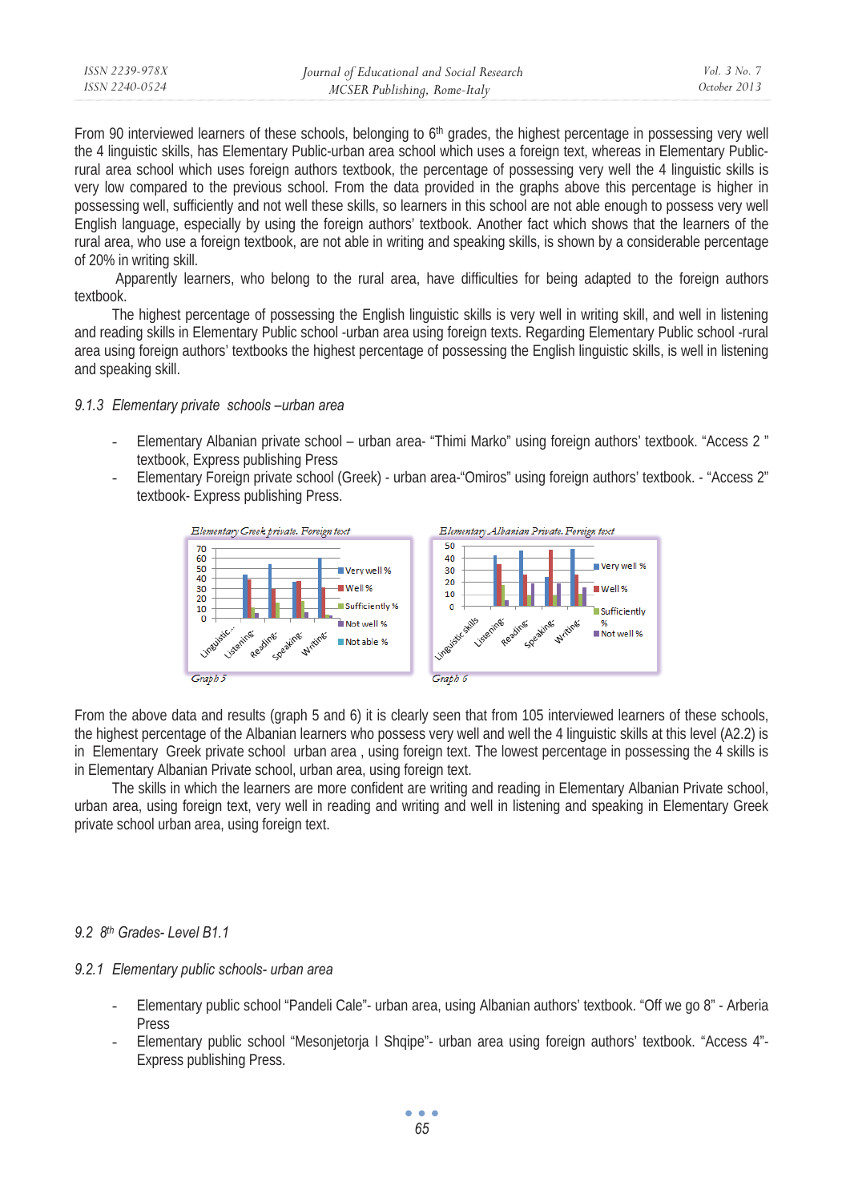From 90 interviewed learners of these schools, belonging to 6th grades, the highest percentage in possessing very well the 4 linguistic skills, has Elementary Public-urban area school which uses a foreign text, whereas in Elementary Public-rural area school which uses foreign authors textbook, the percentage of possessing very well the 4 linguistic skills is very low compared to the previous school. From the data provided in the graphs above this percentage is higher in possessing well, sufficiently and not well these skills, so learners in this school are not able enough to possess very well English language, especially by using the foreign authors' textbook. Another fact which shows that the learners of the rural area, who use a foreign textbook, are not able in writing and speaking skills, is shown by a considerable percentage of 20% in writing skill.

Apparently learners, who belong to the rural area, have difficulties for being adapted to the foreign authors textbook.

The highest percentage of possessing the English linguistic skills is very well in writing skill, and well in listening and reading skills in Elementary Public school -urban area using foreign texts. Regarding Elementary Public school -rural area using foreign authors' textbooks the highest percentage of possessing the English linguistic skills, is well in listening and speaking skill.

### *9.1.3 Elementary private schools –urban area*

- Elementary Albanian private school – urban area- "Thimi Marko" using foreign authors' textbook. "Access 2 " textbook, Express publishing Press
- Elementary Foreign private school (Greek) - urban area-"Omiros" using foreign authors' textbook. - "Access 2" textbook- Express publishing Press.

*Elementary Greek private. Foreign text*

*Graph 5*

*Elementary Albanian Private. Foreign text*

*Graph 6*

From the above data and results (graph 5 and 6) it is clearly seen that from 105 interviewed learners of these schools, the highest percentage of the Albanian learners who possess very well and well the 4 linguistic skills at this level (A2.2) is in Elementary Greek private school urban area , using foreign text. The lowest percentage in possessing the 4 skills is in Elementary Albanian Private school, urban area, using foreign text.

The skills in which the learners are more confident are writing and reading in Elementary Albanian Private school, urban area, using foreign text, very well in reading and writing and well in listening and speaking in Elementary Greek private school urban area, using foreign text.

## *9.2 8th Grades- Level B1.1*

### *9.2.1 Elementary public schools- urban area*

- Elementary public school "Pandeli Cale"- urban area, using Albanian authors' textbook. "Off we go 8" - Arberia Press
- Elementary public school "Mesonjetorja I Shqipe"- urban area using foreign authors' textbook. "Access 4"- Express publishing Press.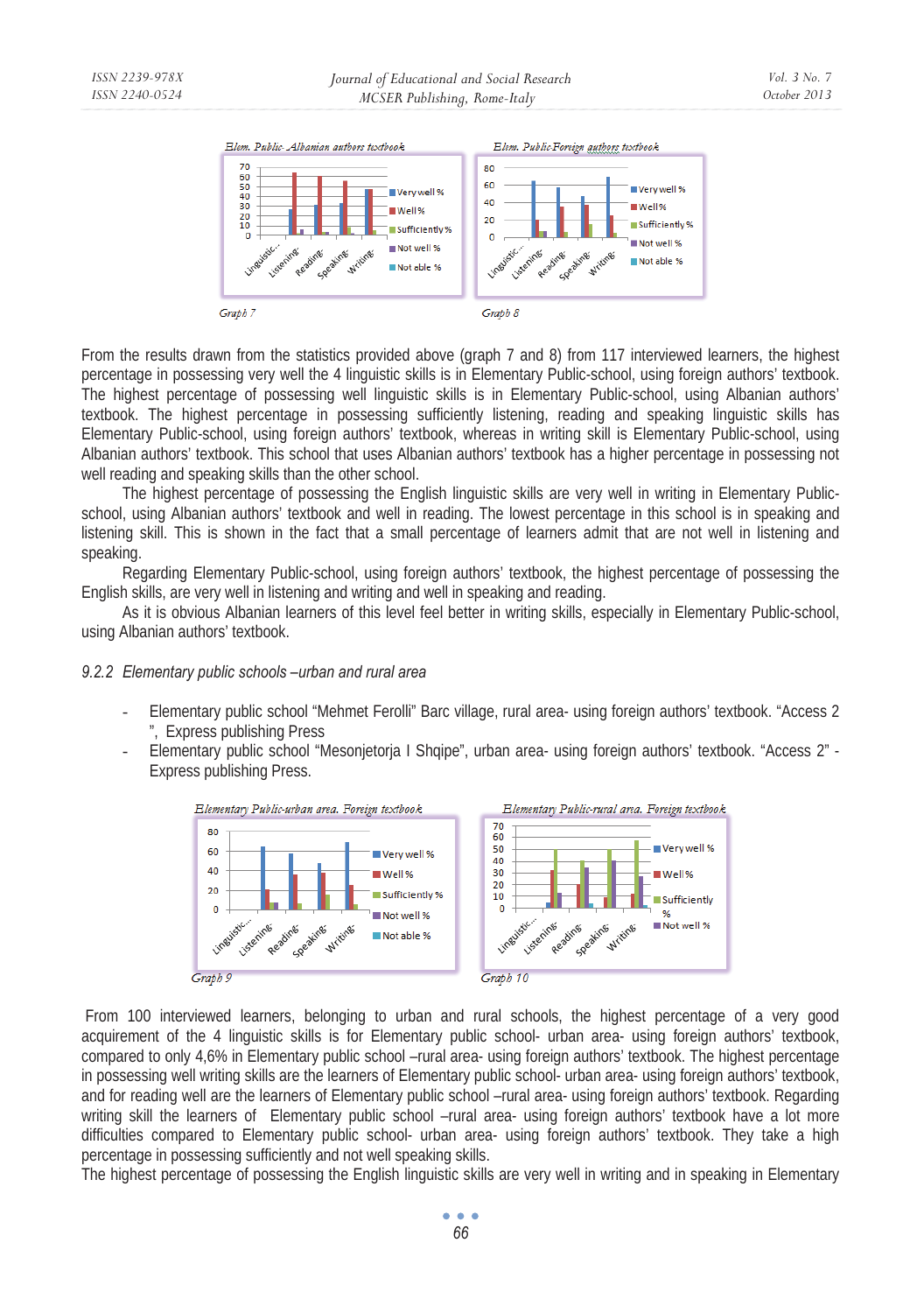Graph 7

Graph 8

From the results drawn from the statistics provided above (graph 7 and 8) from 117 interviewed learners, the highest percentage in possessing very well the 4 linguistic skills is in Elementary Public-school, using foreign authors' textbook. The highest percentage of possessing well linguistic skills is in Elementary Public-school, using Albanian authors' textbook. The highest percentage in possessing sufficiently listening, reading and speaking linguistic skills has Elementary Public-school, using foreign authors' textbook, whereas in writing skill is Elementary Public-school, using Albanian authors' textbook. This school that uses Albanian authors' textbook has a higher percentage in possessing not well reading and speaking skills than the other school.

The highest percentage of possessing the English linguistic skills are very well in writing in Elementary Public-school, using Albanian authors' textbook and well in reading. The lowest percentage in this school is in speaking and listening skill. This is shown in the fact that a small percentage of learners admit that are not well in listening and speaking.

Regarding Elementary Public-school, using foreign authors' textbook, the highest percentage of possessing the English skills, are very well in listening and writing and well in speaking and reading.

As it is obvious Albanian learners of this level feel better in writing skills, especially in Elementary Public-school, using Albanian authors' textbook.

*9.2.2 Elementary public schools –urban and rural area*

- Elementary public school "Mehmet Ferolli" Barc village, rural area- using foreign authors' textbook. "Access 2 ", Express publishing Press
- Elementary public school "Mesonjetorja I Shqipe", urban area- using foreign authors' textbook. "Access 2" - Express publishing Press.

Graph 9

Graph 10

From 100 interviewed learners, belonging to urban and rural schools, the highest percentage of a very good acquirement of the 4 linguistic skills is for Elementary public school- urban area- using foreign authors' textbook, compared to only 4,6% in Elementary public school –rural area- using foreign authors' textbook. The highest percentage in possessing well writing skills are the learners of Elementary public school- urban area- using foreign authors' textbook, and for reading well are the learners of Elementary public school –rural area- using foreign authors' textbook. Regarding writing skill the learners of Elementary public school –rural area- using foreign authors' textbook have a lot more difficulties compared to Elementary public school- urban area- using foreign authors' textbook. They take a high percentage in possessing sufficiently and not well speaking skills.

The highest percentage of possessing the English linguistic skills are very well in writing and in speaking in Elementary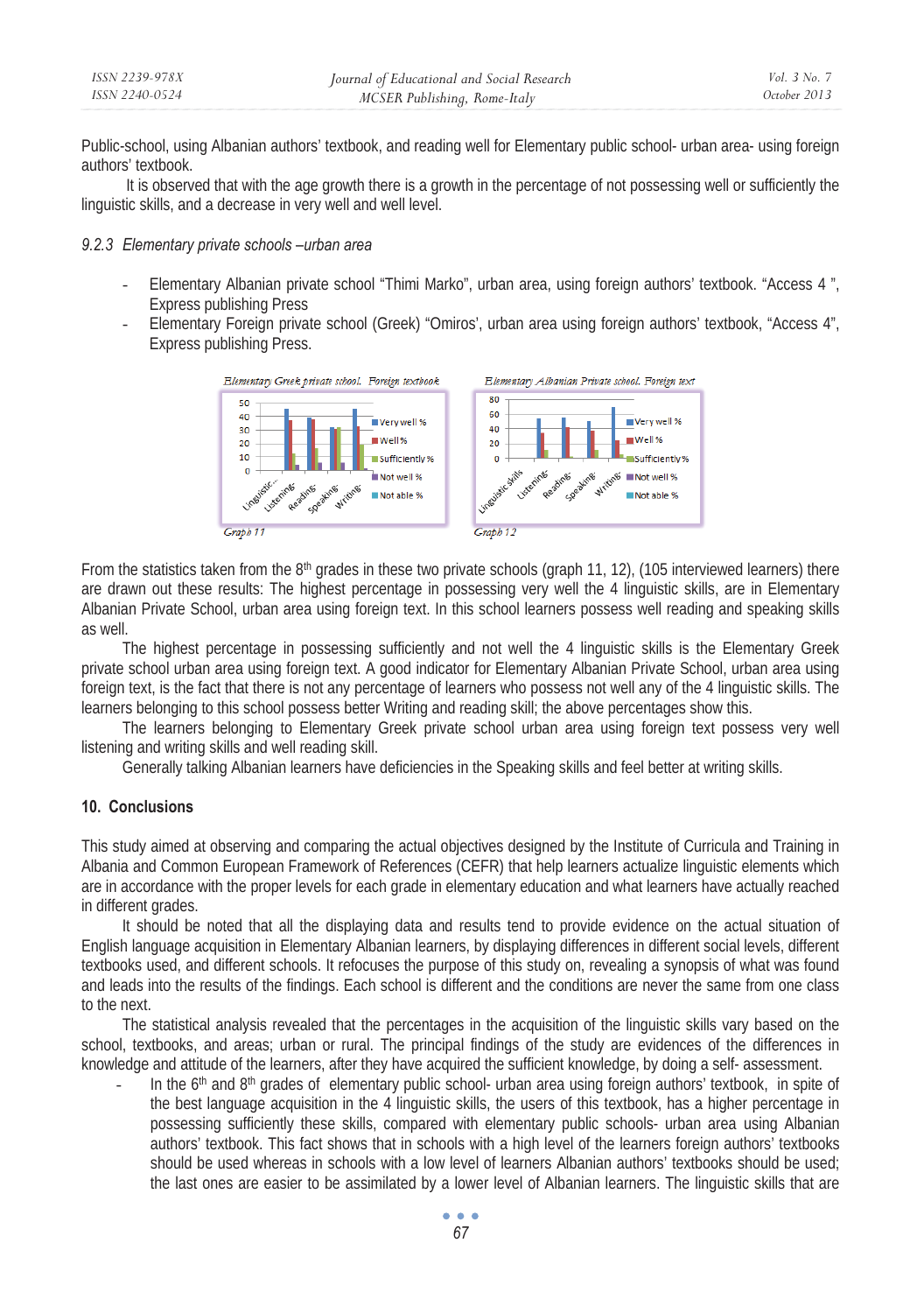Public-school, using Albanian authors' textbook, and reading well for Elementary public school- urban area- using foreign authors' textbook.

It is observed that with the age growth there is a growth in the percentage of not possessing well or sufficiently the linguistic skills, and a decrease in very well and well level.

### *9.2.3 Elementary private schools –urban area*

- Elementary Albanian private school "Thimi Marko", urban area, using foreign authors' textbook. "Access 4 ", Express publishing Press
- Elementary Foreign private school (Greek) "Omiros', urban area using foreign authors' textbook, "Access 4", Express publishing Press.

*Graph 11*

*Graph 12*

From the statistics taken from the 8th grades in these two private schools (graph 11, 12), (105 interviewed learners) there are drawn out these results: The highest percentage in possessing very well the 4 linguistic skills, are in Elementary Albanian Private School, urban area using foreign text. In this school learners possess well reading and speaking skills as well.

The highest percentage in possessing sufficiently and not well the 4 linguistic skills is the Elementary Greek private school urban area using foreign text. A good indicator for Elementary Albanian Private School, urban area using foreign text, is the fact that there is not any percentage of learners who possess not well any of the 4 linguistic skills. The learners belonging to this school possess better Writing and reading skill; the above percentages show this.

The learners belonging to Elementary Greek private school urban area using foreign text possess very well listening and writing skills and well reading skill.

Generally talking Albanian learners have deficiencies in the Speaking skills and feel better at writing skills.

## 10. Conclusions

This study aimed at observing and comparing the actual objectives designed by the Institute of Curricula and Training in Albania and Common European Framework of References (CEFR) that help learners actualize linguistic elements which are in accordance with the proper levels for each grade in elementary education and what learners have actually reached in different grades.

It should be noted that all the displaying data and results tend to provide evidence on the actual situation of English language acquisition in Elementary Albanian learners, by displaying differences in different social levels, different textbooks used, and different schools. It refocuses the purpose of this study on, revealing a synopsis of what was found and leads into the results of the findings. Each school is different and the conditions are never the same from one class to the next.

The statistical analysis revealed that the percentages in the acquisition of the linguistic skills vary based on the school, textbooks, and areas; urban or rural. The principal findings of the study are evidences of the differences in knowledge and attitude of the learners, after they have acquired the sufficient knowledge, by doing a self- assessment.

- In the 6th and 8th grades of elementary public school- urban area using foreign authors' textbook, in spite of the best language acquisition in the 4 linguistic skills, the users of this textbook, has a higher percentage in possessing sufficiently these skills, compared with elementary public schools- urban area using Albanian authors' textbook. This fact shows that in schools with a high level of the learners foreign authors' textbooks should be used whereas in schools with a low level of learners Albanian authors' textbooks should be used; the last ones are easier to be assimilated by a lower level of Albanian learners. The linguistic skills that are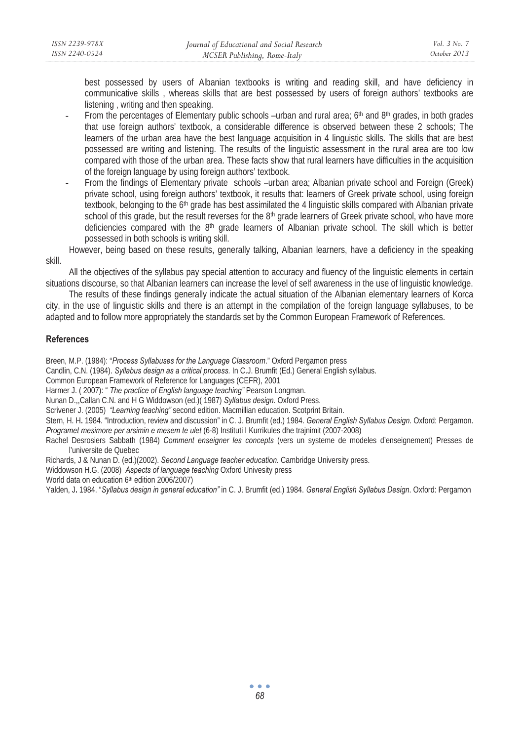best possessed by users of Albanian textbooks is writing and reading skill, and have deficiency in communicative skills , whereas skills that are best possessed by users of foreign authors' textbooks are listening , writing and then speaking.

- From the percentages of Elementary public schools –urban and rural area; 6th and 8th grades, in both grades that use foreign authors' textbook, a considerable difference is observed between these 2 schools; The learners of the urban area have the best language acquisition in 4 linguistic skills. The skills that are best possessed are writing and listening. The results of the linguistic assessment in the rural area are too low compared with those of the urban area. These facts show that rural learners have difficulties in the acquisition of the foreign language by using foreign authors' textbook.
- From the findings of Elementary private schools –urban area; Albanian private school and Foreign (Greek) private school, using foreign authors' textbook, it results that: learners of Greek private school, using foreign textbook, belonging to the 6th grade has best assimilated the 4 linguistic skills compared with Albanian private school of this grade, but the result reverses for the 8th grade learners of Greek private school, who have more deficiencies compared with the 8th grade learners of Albanian private school. The skill which is better possessed in both schools is writing skill.

However, being based on these results, generally talking, Albanian learners, have a deficiency in the speaking skill.

All the objectives of the syllabus pay special attention to accuracy and fluency of the linguistic elements in certain situations discourse, so that Albanian learners can increase the level of self awareness in the use of linguistic knowledge.

The results of these findings generally indicate the actual situation of the Albanian elementary learners of Korca city, in the use of linguistic skills and there is an attempt in the compilation of the foreign language syllabuses, to be adapted and to follow more appropriately the standards set by the Common European Framework of References.

## References

Breen, M.P. (1984): "*Process Syllabuses for the Language Classroom*." Oxford Pergamon press

Candlin, C.N. (1984). *Syllabus design as a critical process.* In C.J. Brumfit (Ed.) General English syllabus.

Common European Framework of Reference for Languages (CEFR), 2001

Harmer J. ( 2007): " *The practice of English language teaching"* Pearson Longman.

Nunan D.,,Callan C.N. and H G Widdowson (ed.)( 1987) *Syllabus design.* Oxford Press.

Scrivener J. (2005) *"Learning teaching"* second edition. Macmillian education. Scotprint Britain.

Stern, H. H**.** 1984. "Introduction, review and discussion" in C. J. Brumfit (ed.) 1984. *General English Syllabus Design*. Oxford: Pergamon.

*Programet mesimore per arsimin e mesem te ulet* (6-8) Instituti I Kurrikules dhe trajnimit (2007-2008)

Rachel Desrosiers Sabbath (1984) *Comment enseigner les concepts* (vers un systeme de modeles d'enseignement) Presses de l'universite de Quebec

Richards, J & Nunan D. (ed.)(2002). *Second Language teacher education.* Cambridge University press.

Widdowson H.G. (2008) *Aspects of language teaching* Oxford Univesity press

World data on education 6th edition 2006/2007)

Yalden, J**.** 1984. "*Syllabus design in general education"* in C. J. Brumfit (ed.) 1984. *General English Syllabus Design*. Oxford: Pergamon